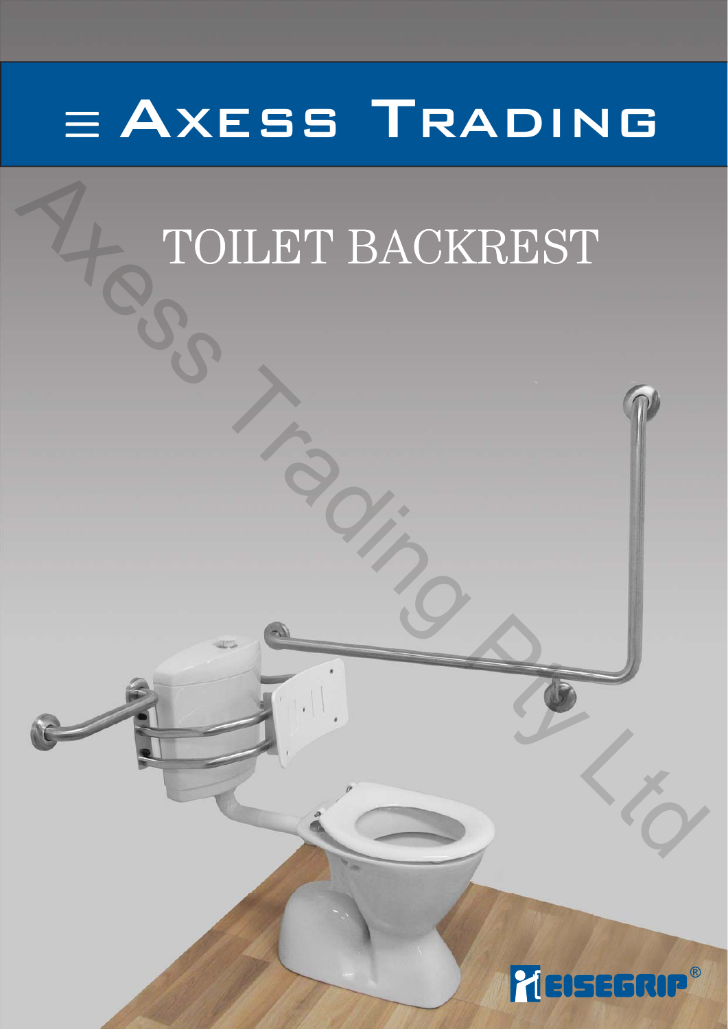# ≡ Axess Trading

## TOILET BACKREST

EISEGRIP®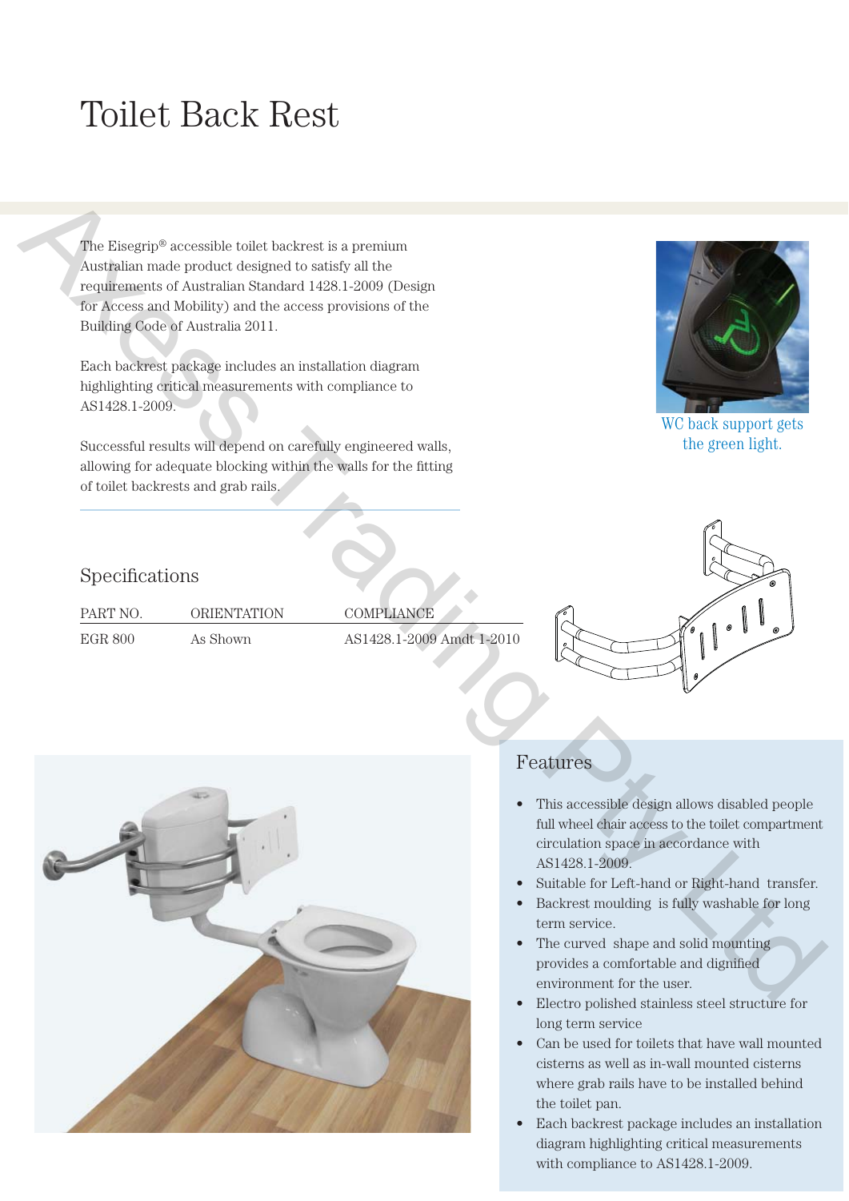# Toilet Back Rest

The Eisegrip® accessible toilet backrest is a premium Australian made product designed to satisfy all the requirements of Australian Standard 1428.1-2009 (Design for Access and Mobility) and the access provisions of the Building Code of Australia 2011.

Each backrest package includes an installation diagram highlighting critical measurements with compliance to AS1428.1-2009.

Successful results will depend on carefully engineered walls, allowing for adequate blocking within the walls for the fitting of toilet backrests and grab rails.

WC back support gets the green light.

## Specifications

| PART NO. | ORIENTATION | COMPLIANCE |
|---|---|---|
| EGR 800 | As Shown | AS1428.1-2009 Amdt 1-2010 |

## Features

- This accessible design allows disabled people full wheel chair access to the toilet compartment circulation space in accordance with AS1428.1-2009.
- Suitable for Left-hand or Right-hand transfer.
- Backrest moulding is fully washable for long term service.
- The curved shape and solid mounting provides a comfortable and dignified environment for the user.
- Electro polished stainless steel structure for long term service
- Can be used for toilets that have wall mounted cisterns as well as in-wall mounted cisterns where grab rails have to be installed behind the toilet pan.
- Each backrest package includes an installation diagram highlighting critical measurements with compliance to AS1428.1-2009.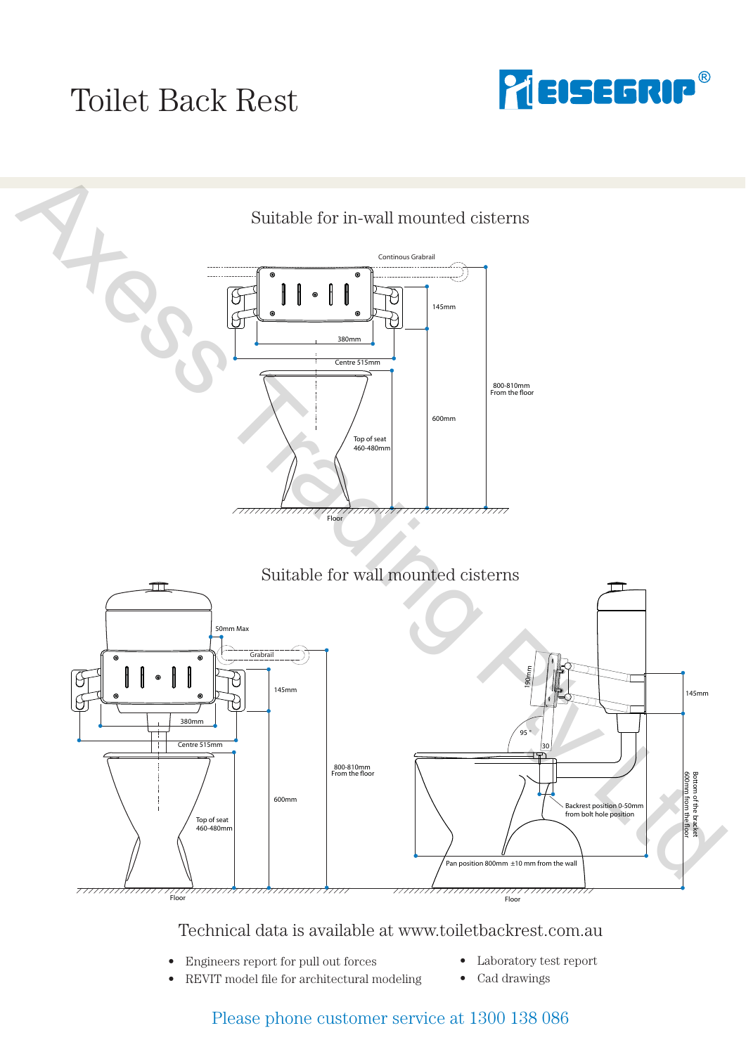# Toilet Back Rest

EISEGRIP®

## Suitable for in-wall mounted cisterns

Continous Grabrail

145mm

380mm

Centre 515mm

800-810mm From the floor

600mm

Top of seat 460-480mm

Floor

## Suitable for wall mounted cisterns

50mm Max

Grabrail

145mm

380mm

Centre 515mm

800-810mm From the floor

600mm

Top of seat 460-480mm

Floor

190mm

95 °

30

145mm

Backrest position 0-50mm from bolt hole position

Bottom of the bracket 600mm from the floor

Pan position 800mm ±10 mm from the wall

Floor

Technical data is available at www.toiletbackrest.com.au

- Engineers report for pull out forces
- REVIT model file for architectural modeling
- Laboratory test report
- Cad drawings

Please phone customer service at 1300 138 086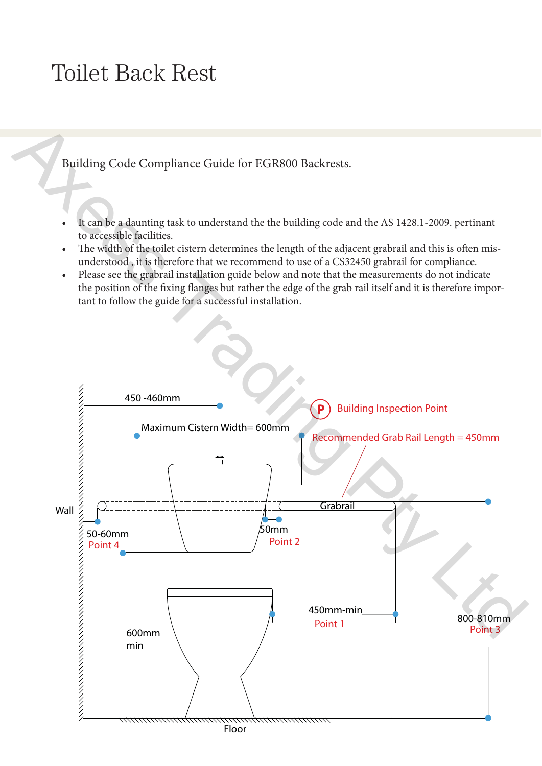# Toilet Back Rest

Building Code Compliance Guide for EGR800 Backrests.

- It can be a daunting task to understand the the building code and the AS 1428.1-2009. pertinant to accessible facilities.
- The width of the toilet cistern determines the length of the adjacent grabrail and this is often misunderstood , it is therefore that we recommend to use of a CS32450 grabrail for compliance.
- Please see the grabrail installation guide below and note that the measurements do not indicate the position of the fixing flanges but rather the edge of the grab rail itself and it is therefore important to follow the guide for a successful installation.

450 -460mm

Maximum Cistern Width= 600mm

P Building Inspection Point

Recommended Grab Rail Length = 450mm

Wall

Grabrail

50-60mm
Point 4

50mm
Point 2

450mm-min
Point 1

800-810mm
Point 3

600mm
min

Floor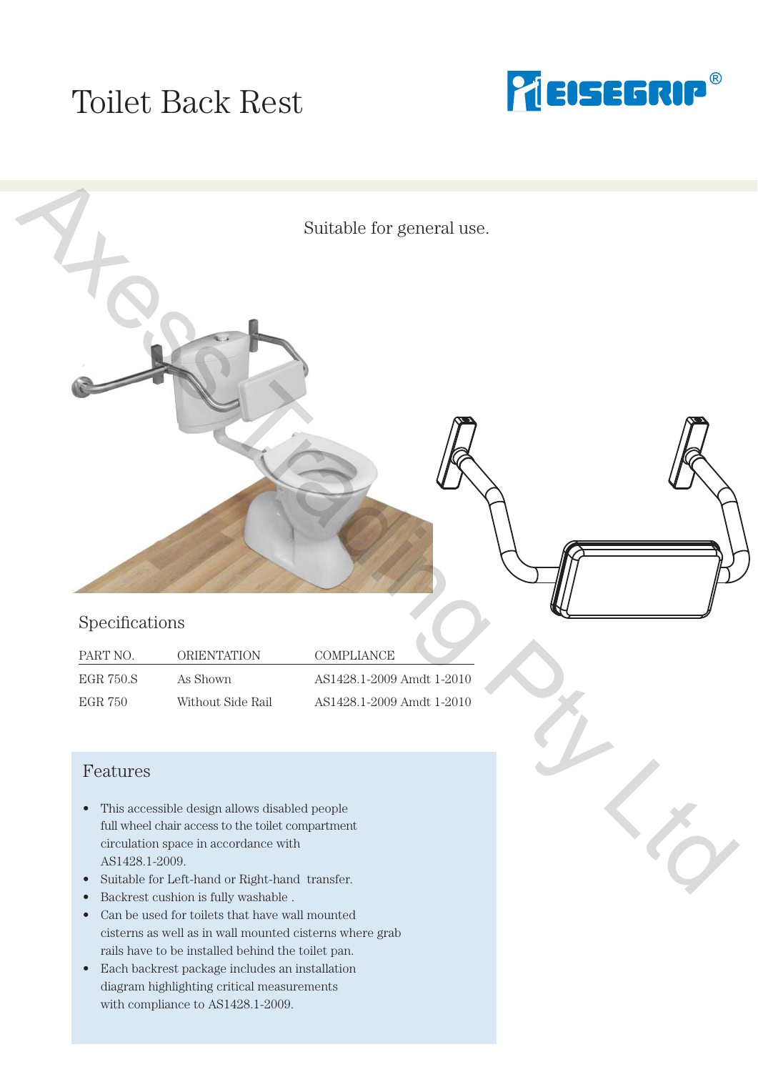# Toilet Back Rest

Suitable for general use.

## Specifications

| PART NO. | ORIENTATION | COMPLIANCE |
| --- | --- | --- |
| EGR 750.S | As Shown | AS1428.1-2009 Amdt 1-2010 |
| EGR 750 | Without Side Rail | AS1428.1-2009 Amdt 1-2010 |

## Features

- This accessible design allows disabled people full wheel chair access to the toilet compartment circulation space in accordance with AS1428.1-2009.
- Suitable for Left-hand or Right-hand transfer.
- Backrest cushion is fully washable .
- Can be used for toilets that have wall mounted cisterns as well as in wall mounted cisterns where grab rails have to be installed behind the toilet pan.
- Each backrest package includes an installation diagram highlighting critical measurements with compliance to AS1428.1-2009.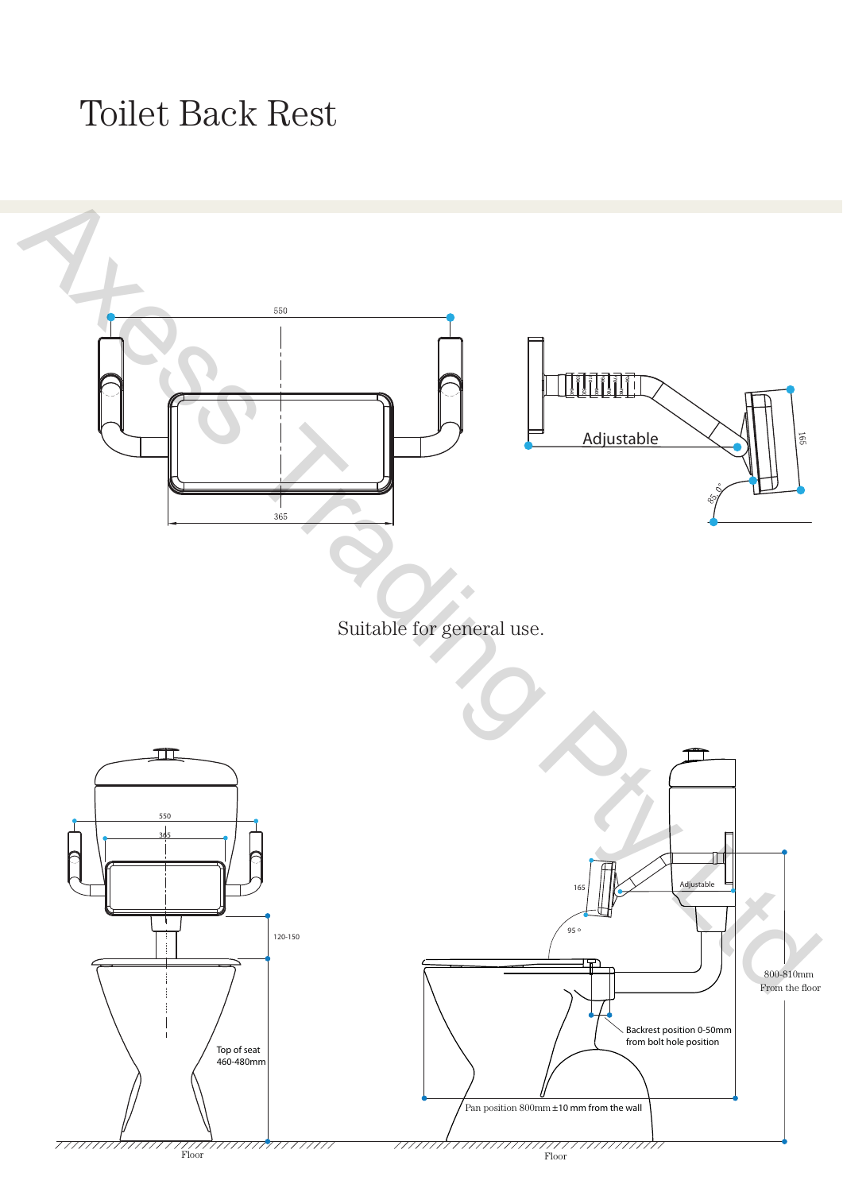# Toilet Back Rest

550

365

Adjustable

165

85.0°

Suitable for general use.

550

365

120-150

Top of seat
460-480mm

Floor

165

Adjustable

95°

800-810mm
From the floor

Backrest position 0-50mm
from bolt hole position

Pan position 800mm ±10 mm from the wall

Floor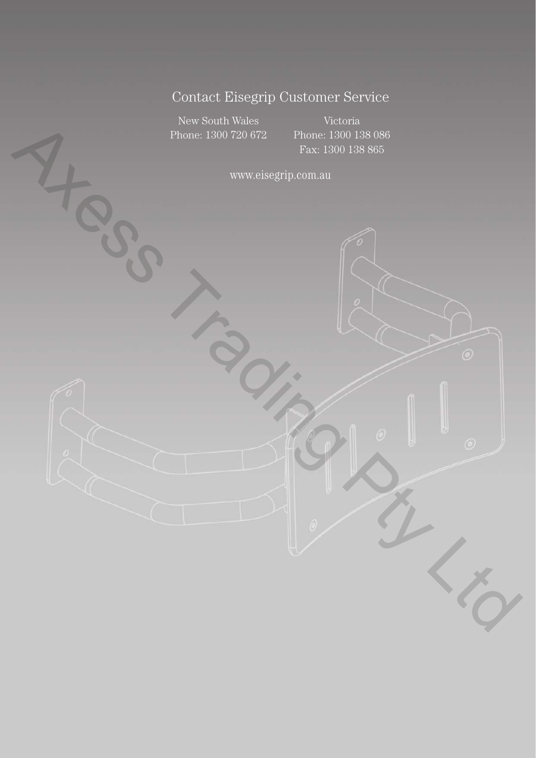Contact Eisegrip Customer Service

New South Wales
Phone: 1300 720 672

Victoria
Phone: 1300 138 086
Fax: 1300 138 865

www.eisegrip.com.au

Axess Trading Pty Ltd